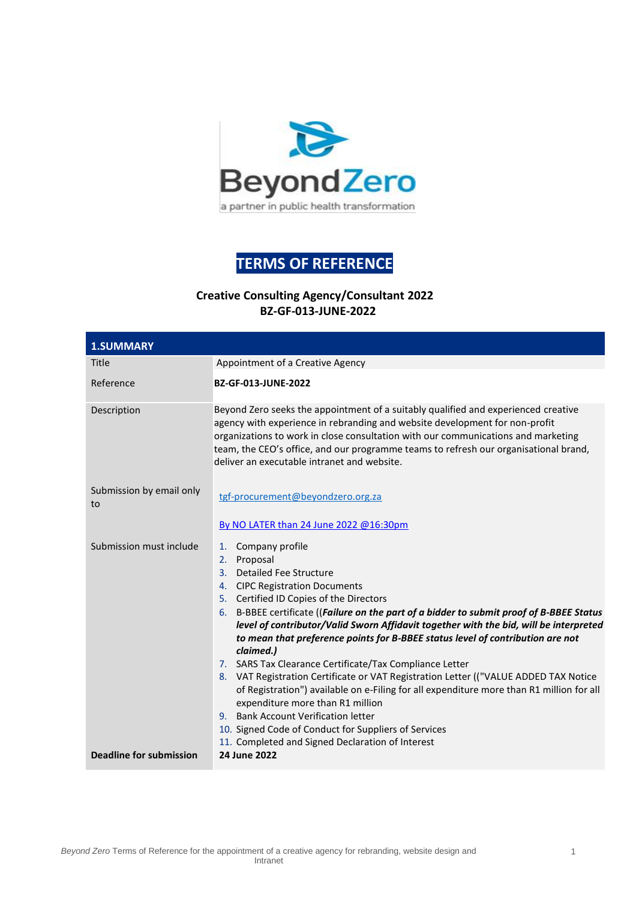# TERMS OF REFERENCE

**Creative Consulting Agency/Consultant 2022**
**BZ-GF-013-JUNE-2022**

| 1.SUMMARY | |
|---|---|
| Title | Appointment of a Creative Agency |
| Reference | **BZ-GF-013-JUNE-2022** |
| Description | Beyond Zero seeks the appointment of a suitably qualified and experienced creative agency with experience in rebranding and website development for non-profit organizations to work in close consultation with our communications and marketing team, the CEO's office, and our programme teams to refresh our organisational brand, deliver an executable intranet and website. |
| Submission by email only to | tgf-procurement@beyondzero.org.za<br><br>By NO LATER than 24 June 2022 @16:30pm |
| Submission must include | 1. Company profile<br>2. Proposal<br>3. Detailed Fee Structure<br>4. CIPC Registration Documents<br>5. Certified ID Copies of the Directors<br>6. B-BBEE certificate ((***Failure on the part of a bidder to submit proof of B-BBEE Status level of contributor/Valid Sworn Affidavit together with the bid, will be interpreted to mean that preference points for B-BBEE status level of contribution are not claimed.)***<br>7. SARS Tax Clearance Certificate/Tax Compliance Letter<br>8. VAT Registration Certificate or VAT Registration Letter (("VALUE ADDED TAX Notice of Registration") available on e-Filing for all expenditure more than R1 million for all expenditure more than R1 million<br>9. Bank Account Verification letter<br>10. Signed Code of Conduct for Suppliers of Services<br>11. Completed and Signed Declaration of Interest |
| **Deadline for submission** | **24 June 2022** |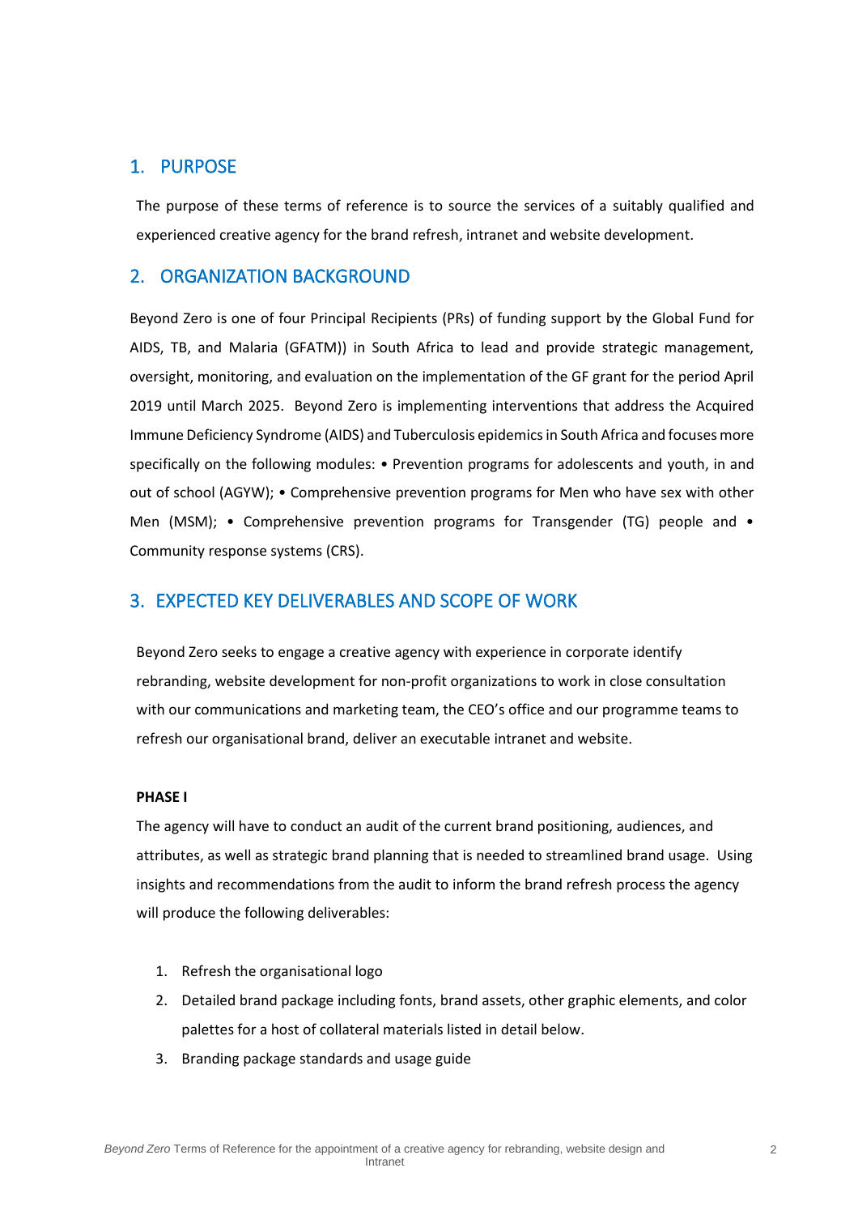## 1. PURPOSE

The purpose of these terms of reference is to source the services of a suitably qualified and experienced creative agency for the brand refresh, intranet and website development.

## 2. ORGANIZATION BACKGROUND

Beyond Zero is one of four Principal Recipients (PRs) of funding support by the Global Fund for AIDS, TB, and Malaria (GFATM)) in South Africa to lead and provide strategic management, oversight, monitoring, and evaluation on the implementation of the GF grant for the period April 2019 until March 2025. Beyond Zero is implementing interventions that address the Acquired Immune Deficiency Syndrome (AIDS) and Tuberculosis epidemics in South Africa and focuses more specifically on the following modules: • Prevention programs for adolescents and youth, in and out of school (AGYW); • Comprehensive prevention programs for Men who have sex with other Men (MSM); • Comprehensive prevention programs for Transgender (TG) people and • Community response systems (CRS).

## 3. EXPECTED KEY DELIVERABLES AND SCOPE OF WORK

Beyond Zero seeks to engage a creative agency with experience in corporate identify rebranding, website development for non-profit organizations to work in close consultation with our communications and marketing team, the CEO's office and our programme teams to refresh our organisational brand, deliver an executable intranet and website.

**PHASE I**

The agency will have to conduct an audit of the current brand positioning, audiences, and attributes, as well as strategic brand planning that is needed to streamlined brand usage. Using insights and recommendations from the audit to inform the brand refresh process the agency will produce the following deliverables:

1. Refresh the organisational logo
2. Detailed brand package including fonts, brand assets, other graphic elements, and color palettes for a host of collateral materials listed in detail below.
3. Branding package standards and usage guide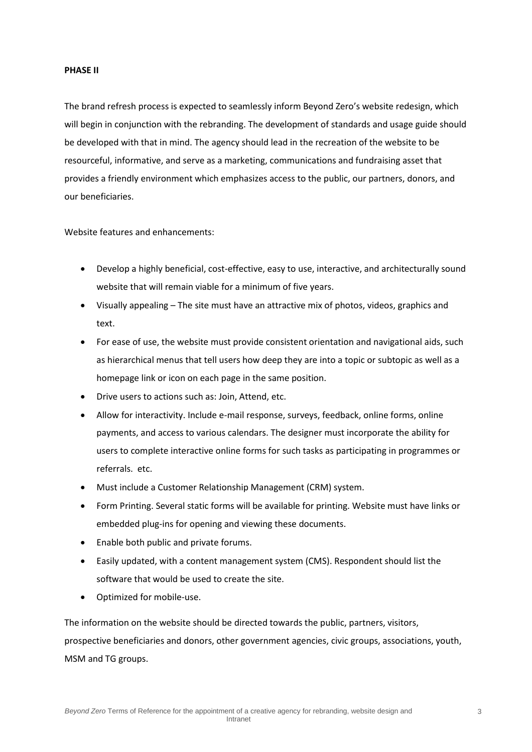**PHASE II**

The brand refresh process is expected to seamlessly inform Beyond Zero's website redesign, which will begin in conjunction with the rebranding. The development of standards and usage guide should be developed with that in mind. The agency should lead in the recreation of the website to be resourceful, informative, and serve as a marketing, communications and fundraising asset that provides a friendly environment which emphasizes access to the public, our partners, donors, and our beneficiaries.

Website features and enhancements:

- Develop a highly beneficial, cost-effective, easy to use, interactive, and architecturally sound website that will remain viable for a minimum of five years.
- Visually appealing – The site must have an attractive mix of photos, videos, graphics and text.
- For ease of use, the website must provide consistent orientation and navigational aids, such as hierarchical menus that tell users how deep they are into a topic or subtopic as well as a homepage link or icon on each page in the same position.
- Drive users to actions such as: Join, Attend, etc.
- Allow for interactivity. Include e-mail response, surveys, feedback, online forms, online payments, and access to various calendars. The designer must incorporate the ability for users to complete interactive online forms for such tasks as participating in programmes or referrals. etc.
- Must include a Customer Relationship Management (CRM) system.
- Form Printing. Several static forms will be available for printing. Website must have links or embedded plug-ins for opening and viewing these documents.
- Enable both public and private forums.
- Easily updated, with a content management system (CMS). Respondent should list the software that would be used to create the site.
- Optimized for mobile-use.

The information on the website should be directed towards the public, partners, visitors, prospective beneficiaries and donors, other government agencies, civic groups, associations, youth, MSM and TG groups.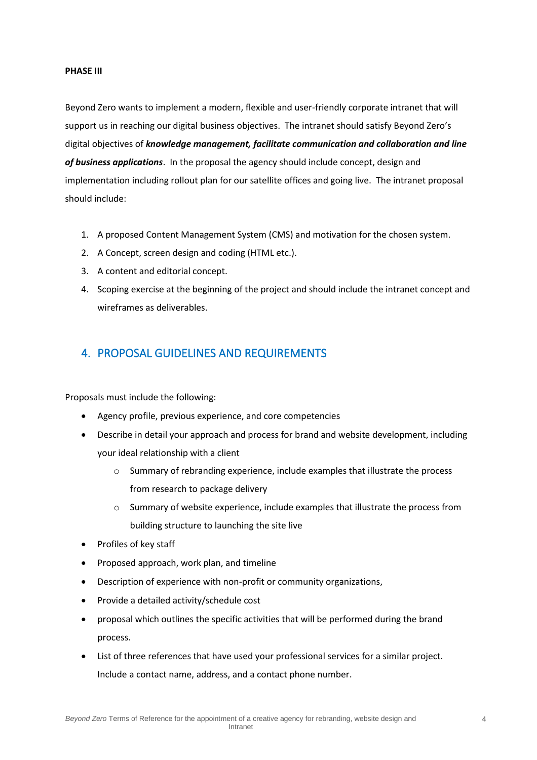**PHASE III**

Beyond Zero wants to implement a modern, flexible and user-friendly corporate intranet that will support us in reaching our digital business objectives. The intranet should satisfy Beyond Zero's digital objectives of ***knowledge management, facilitate communication and collaboration and line of business applications***. In the proposal the agency should include concept, design and implementation including rollout plan for our satellite offices and going live. The intranet proposal should include:

1. A proposed Content Management System (CMS) and motivation for the chosen system.
2. A Concept, screen design and coding (HTML etc.).
3. A content and editorial concept.
4. Scoping exercise at the beginning of the project and should include the intranet concept and wireframes as deliverables.

## 4. PROPOSAL GUIDELINES AND REQUIREMENTS

Proposals must include the following:

- Agency profile, previous experience, and core competencies
- Describe in detail your approach and process for brand and website development, including your ideal relationship with a client
    - Summary of rebranding experience, include examples that illustrate the process from research to package delivery
    - Summary of website experience, include examples that illustrate the process from building structure to launching the site live
- Profiles of key staff
- Proposed approach, work plan, and timeline
- Description of experience with non-profit or community organizations,
- Provide a detailed activity/schedule cost
- proposal which outlines the specific activities that will be performed during the brand process.
- List of three references that have used your professional services for a similar project. Include a contact name, address, and a contact phone number.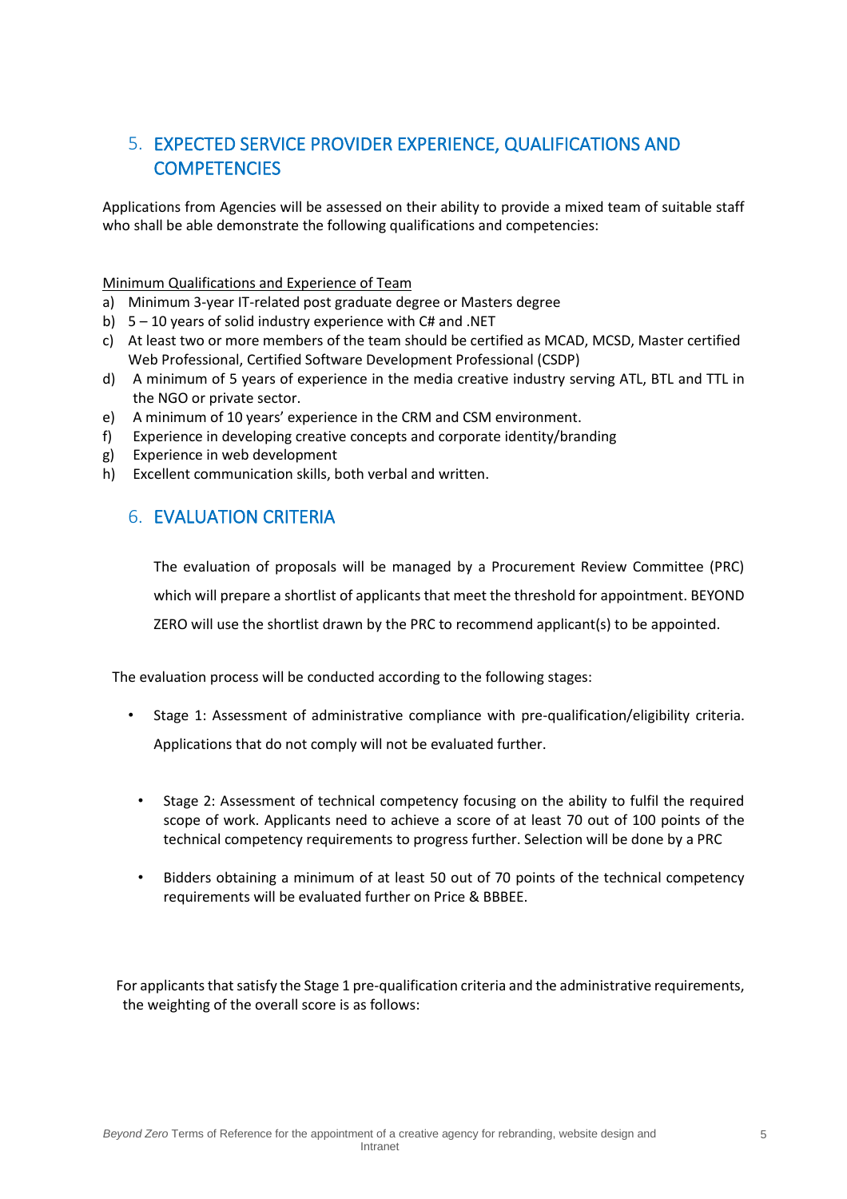## 5. EXPECTED SERVICE PROVIDER EXPERIENCE, QUALIFICATIONS AND COMPETENCIES

Applications from Agencies will be assessed on their ability to provide a mixed team of suitable staff who shall be able demonstrate the following qualifications and competencies:

Minimum Qualifications and Experience of Team

a) Minimum 3-year IT-related post graduate degree or Masters degree
b) 5 – 10 years of solid industry experience with C# and .NET
c) At least two or more members of the team should be certified as MCAD, MCSD, Master certified Web Professional, Certified Software Development Professional (CSDP)
d) A minimum of 5 years of experience in the media creative industry serving ATL, BTL and TTL in the NGO or private sector.
e) A minimum of 10 years' experience in the CRM and CSM environment.
f) Experience in developing creative concepts and corporate identity/branding
g) Experience in web development
h) Excellent communication skills, both verbal and written.

## 6. EVALUATION CRITERIA

The evaluation of proposals will be managed by a Procurement Review Committee (PRC) which will prepare a shortlist of applicants that meet the threshold for appointment. BEYOND ZERO will use the shortlist drawn by the PRC to recommend applicant(s) to be appointed.

The evaluation process will be conducted according to the following stages:

- Stage 1: Assessment of administrative compliance with pre-qualification/eligibility criteria. Applications that do not comply will not be evaluated further.
- Stage 2: Assessment of technical competency focusing on the ability to fulfil the required scope of work. Applicants need to achieve a score of at least 70 out of 100 points of the technical competency requirements to progress further. Selection will be done by a PRC
- Bidders obtaining a minimum of at least 50 out of 70 points of the technical competency requirements will be evaluated further on Price & BBBEE.

For applicants that satisfy the Stage 1 pre-qualification criteria and the administrative requirements, the weighting of the overall score is as follows: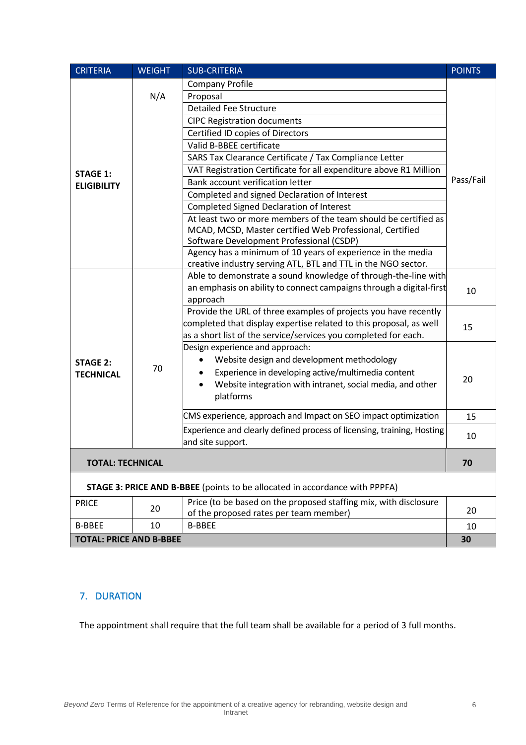| CRITERIA | WEIGHT | SUB-CRITERIA | POINTS |
|---|---|---|---|
| **STAGE 1: ELIGIBILITY** | N/A | Company Profile | Pass/Fail |
| | | Proposal | |
| | | Detailed Fee Structure | |
| | | CIPC Registration documents | |
| | | Certified ID copies of Directors | |
| | | Valid B-BBEE certificate | |
| | | SARS Tax Clearance Certificate / Tax Compliance Letter | |
| | | VAT Registration Certificate for all expenditure above R1 Million | |
| | | Bank account verification letter | |
| | | Completed and signed Declaration of Interest | |
| | | Completed Signed Declaration of Interest | |
| | | At least two or more members of the team should be certified as MCAD, MCSD, Master certified Web Professional, Certified Software Development Professional (CSDP) | |
| | | Agency has a minimum of 10 years of experience in the media creative industry serving ATL, BTL and TTL in the NGO sector. | |
| **STAGE 2: TECHNICAL** | 70 | Able to demonstrate a sound knowledge of through-the-line with an emphasis on ability to connect campaigns through a digital-first approach | 10 |
| | | Provide the URL of three examples of projects you have recently completed that display expertise related to this proposal, as well as a short list of the service/services you completed for each. | 15 |
| | | Design experience and approach:<br>• Website design and development methodology<br>• Experience in developing active/multimedia content<br>• Website integration with intranet, social media, and other platforms | 20 |
| | | CMS experience, approach and Impact on SEO impact optimization | 15 |
| | | Experience and clearly defined process of licensing, training, Hosting and site support. | 10 |
| **TOTAL: TECHNICAL** | | | **70** |
| **STAGE 3: PRICE AND B-BBEE** (points to be allocated in accordance with PPPFA) | | | |
| PRICE | 20 | Price (to be based on the proposed staffing mix, with disclosure of the proposed rates per team member) | 20 |
| B-BBEE | 10 | B-BBEE | 10 |
| **TOTAL: PRICE AND B-BBEE** | | | **30** |

## 7. DURATION

The appointment shall require that the full team shall be available for a period of 3 full months.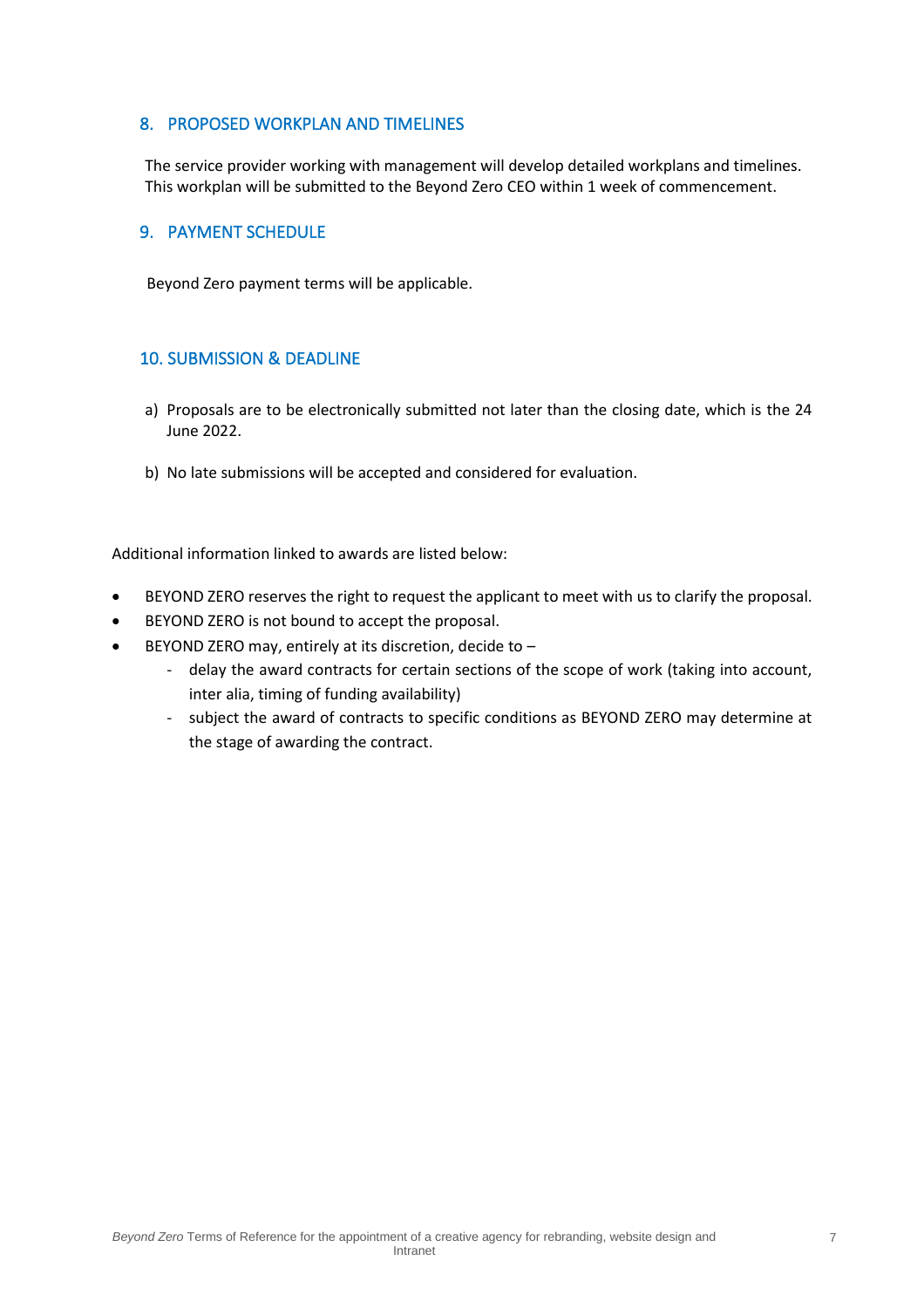## 8. PROPOSED WORKPLAN AND TIMELINES

The service provider working with management will develop detailed workplans and timelines. This workplan will be submitted to the Beyond Zero CEO within 1 week of commencement.

## 9. PAYMENT SCHEDULE

Beyond Zero payment terms will be applicable.

## 10. SUBMISSION & DEADLINE

a) Proposals are to be electronically submitted not later than the closing date, which is the 24 June 2022.

b) No late submissions will be accepted and considered for evaluation.

Additional information linked to awards are listed below:

- BEYOND ZERO reserves the right to request the applicant to meet with us to clarify the proposal.
- BEYOND ZERO is not bound to accept the proposal.
- BEYOND ZERO may, entirely at its discretion, decide to –
  - delay the award contracts for certain sections of the scope of work (taking into account, inter alia, timing of funding availability)
  - subject the award of contracts to specific conditions as BEYOND ZERO may determine at the stage of awarding the contract.